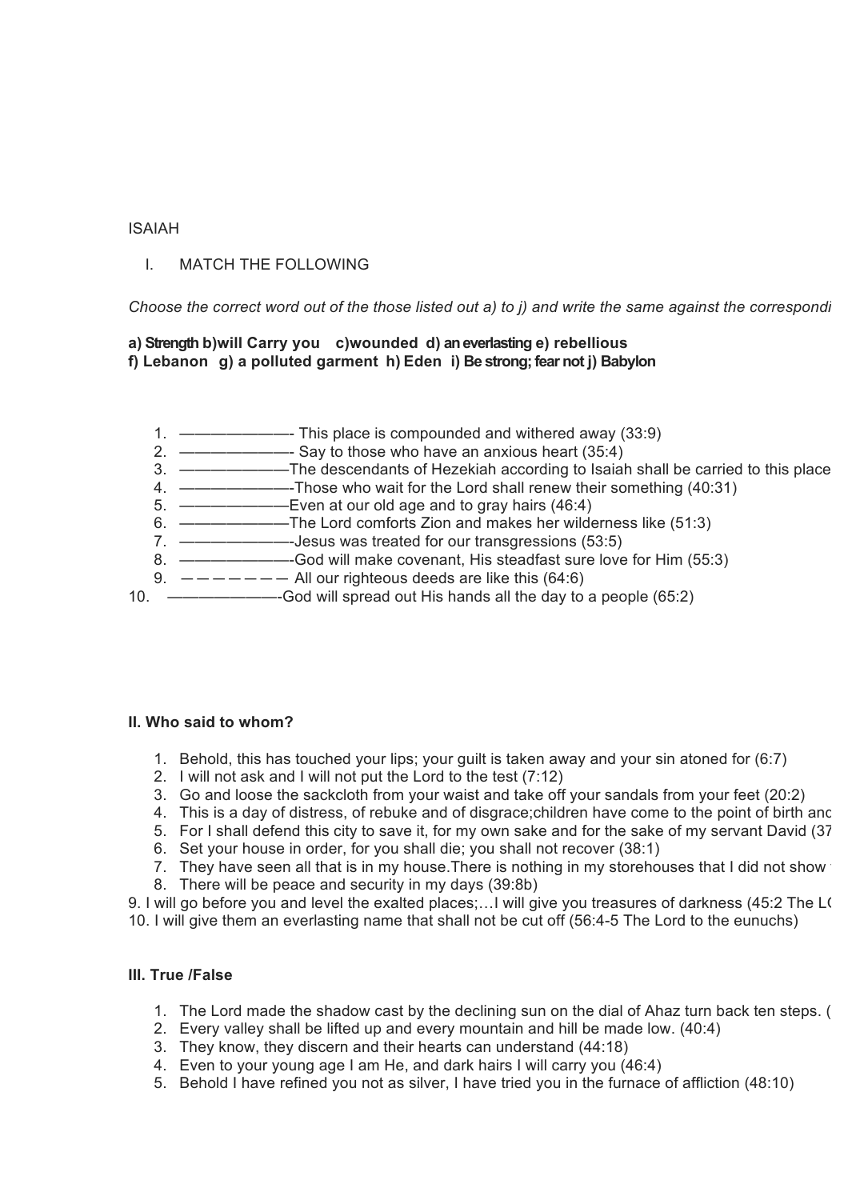ISAIAH

I. MATCH THE FOLLOWING

*Choose the correct word out of the those listed out a) to j) and write the same against the correspondi*

**a) Strength b)will Carry you c)wounded d) an everlasting e) rebellious f) Lebanon g) a polluted garment h) Eden i) Be strong; fear not j) Babylon**

1. ————————- This place is compounded and withered away (33:9)
2. ————————- Say to those who have an anxious heart (35:4)
3. ————————The descendants of Hezekiah according to Isaiah shall be carried to this place
4. ————————-Those who wait for the Lord shall renew their something (40:31)
5. ————————Even at our old age and to gray hairs (46:4)
6. ————————The Lord comforts Zion and makes her wilderness like (51:3)
7. ————————-Jesus was treated for our transgressions (53:5)
8. ————————-God will make covenant, His steadfast sure love for Him (55:3)
9. — — — — — — — All our righteous deeds are like this (64:6)
10. ————————-God will spread out His hands all the day to a people (65:2)

**II. Who said to whom?**

1. Behold, this has touched your lips; your guilt is taken away and your sin atoned for (6:7)
2. I will not ask and I will not put the Lord to the test (7:12)
3. Go and loose the sackcloth from your waist and take off your sandals from your feet (20:2)
4. This is a day of distress, of rebuke and of disgrace;children have come to the point of birth and
5. For I shall defend this city to save it, for my own sake and for the sake of my servant David (37
6. Set your house in order, for you shall die; you shall not recover (38:1)
7. They have seen all that is in my house.There is nothing in my storehouses that I did not show
8. There will be peace and security in my days (39:8b)

9. I will go before you and level the exalted places;…I will give you treasures of darkness (45:2 The L
10. I will give them an everlasting name that shall not be cut off (56:4-5 The Lord to the eunuchs)

**III. True /False**

1. The Lord made the shadow cast by the declining sun on the dial of Ahaz turn back ten steps. (
2. Every valley shall be lifted up and every mountain and hill be made low. (40:4)
3. They know, they discern and their hearts can understand (44:18)
4. Even to your young age I am He, and dark hairs I will carry you (46:4)
5. Behold I have refined you not as silver, I have tried you in the furnace of affliction (48:10)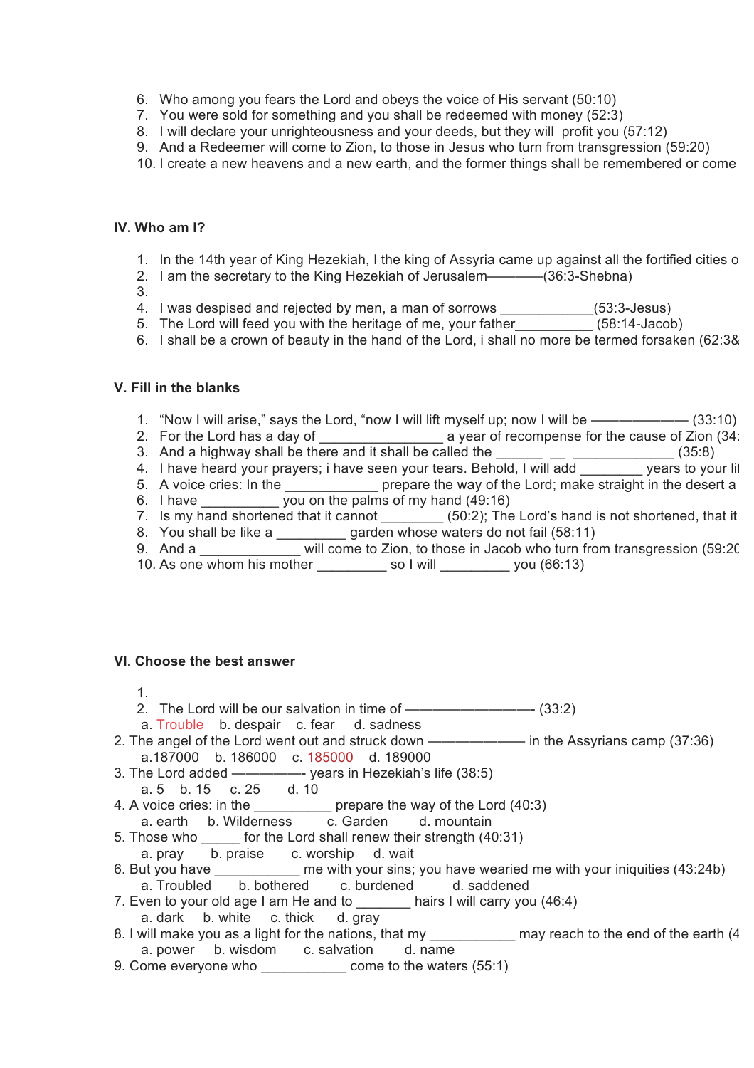6. Who among you fears the Lord and obeys the voice of His servant (50:10)
7. You were sold for something and you shall be redeemed with money (52:3)
8. I will declare your unrighteousness and your deeds, but they will profit you (57:12)
9. And a Redeemer will come to Zion, to those in Jesus who turn from transgression (59:20)
10. I create a new heavens and a new earth, and the former things shall be remembered or come

**IV. Who am I?**

1. In the 14th year of King Hezekiah, I the king of Assyria came up against all the fortified cities o
2. I am the secretary to the King Hezekiah of Jerusalem————(36:3-Shebna)
3. 
4. I was despised and rejected by men, a man of sorrows ____________(53:3-Jesus)
5. The Lord will feed you with the heritage of me, your father__________ (58:14-Jacob)
6. I shall be a crown of beauty in the hand of the Lord, i shall no more be termed forsaken (62:3&

**V. Fill in the blanks**

1. "Now I will arise," says the Lord, "now I will lift myself up; now I will be ——————— (33:10)
2. For the Lord has a day of ________________ a year of recompense for the cause of Zion (34:
3. And a highway shall be there and it shall be called the ______ __ _____________ (35:8)
4. I have heard your prayers; i have seen your tears. Behold, I will add ________ years to your li
5. A voice cries: In the ____________ prepare the way of the Lord; make straight in the desert a
6. I have __________ you on the palms of my hand (49:16)
7. Is my hand shortened that it cannot ________ (50:2); The Lord's hand is not shortened, that it
8. You shall be like a _________ garden whose waters do not fail (58:11)
9. And a _____________ will come to Zion, to those in Jacob who turn from transgression (59:20
10. As one whom his mother _________ so I will _________ you (66:13)

**VI. Choose the best answer**

1. 
2. The Lord will be our salvation in time of ————————- (33:2)
   a. Trouble b. despair c. fear d. sadness

2. The angel of the Lord went out and struck down ——————— in the Assyrians camp (37:36)
   a.187000 b. 186000 c. 185000 d. 189000
3. The Lord added —————- years in Hezekiah's life (38:5)
   a. 5 b. 15 c. 25 d. 10
4. A voice cries: in the __________ prepare the way of the Lord (40:3)
   a. earth b. Wilderness c. Garden d. mountain
5. Those who _____ for the Lord shall renew their strength (40:31)
   a. pray b. praise c. worship d. wait
6. But you have ___________ me with your sins; you have wearied me with your iniquities (43:24b)
   a. Troubled b. bothered c. burdened d. saddened
7. Even to your old age I am He and to _______ hairs I will carry you (46:4)
   a. dark b. white c. thick d. gray
8. I will make you as a light for the nations, that my ___________ may reach to the end of the earth (4
   a. power b. wisdom c. salvation d. name
9. Come everyone who ___________ come to the waters (55:1)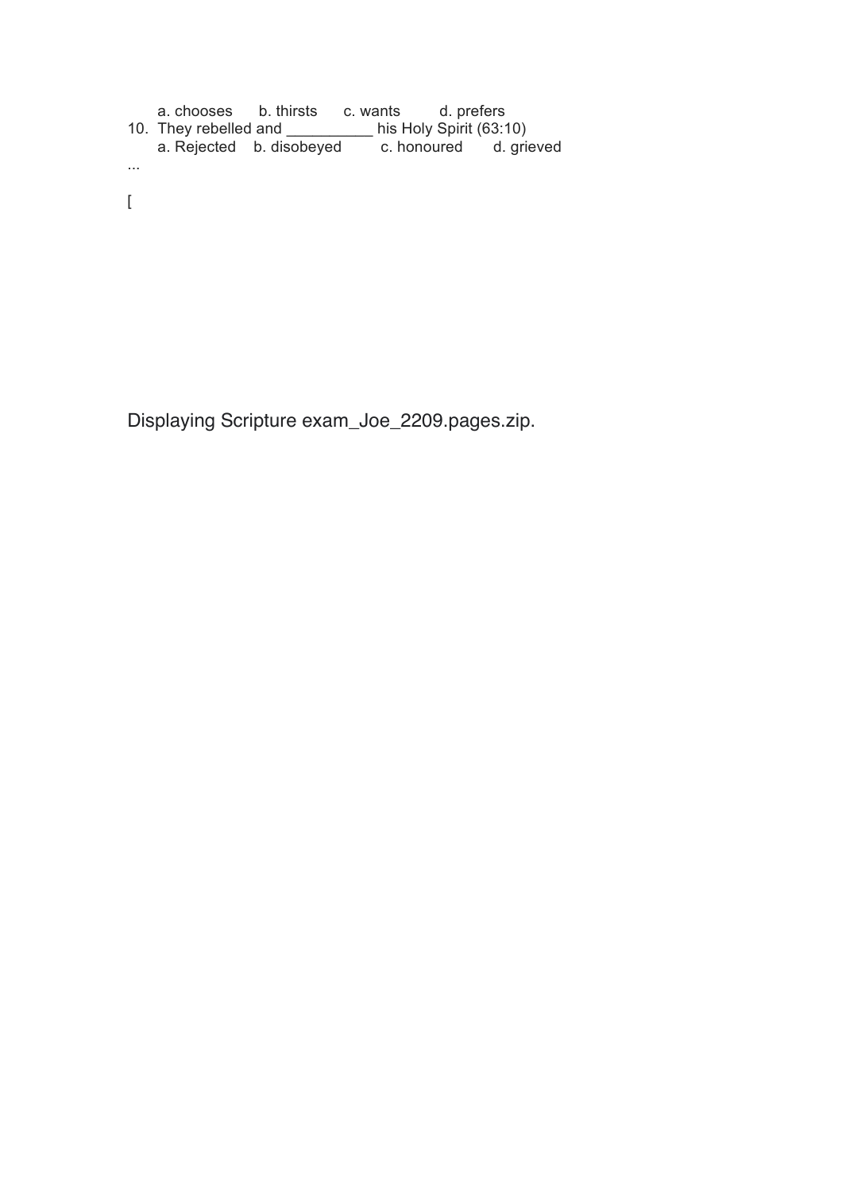a. chooses    b. thirsts    c. wants    d. prefers

10. They rebelled and __________ his Holy Spirit (63:10)
    a. Rejected    b. disobeyed    c. honoured    d. grieved

...

[

Displaying Scripture exam_Joe_2209.pages.zip.